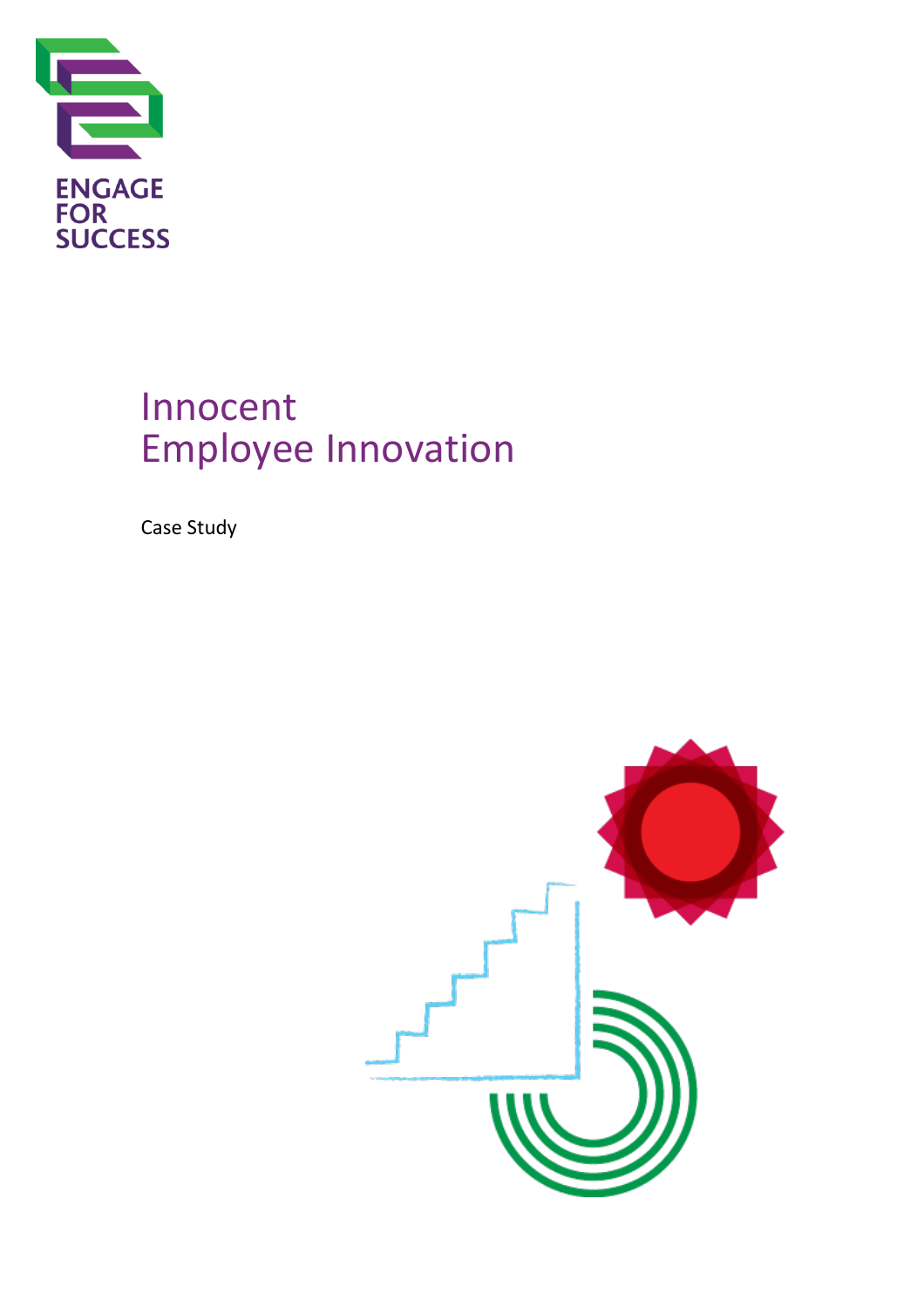ENGAGE FOR SUCCESS

# Innocent
# Employee Innovation

Case Study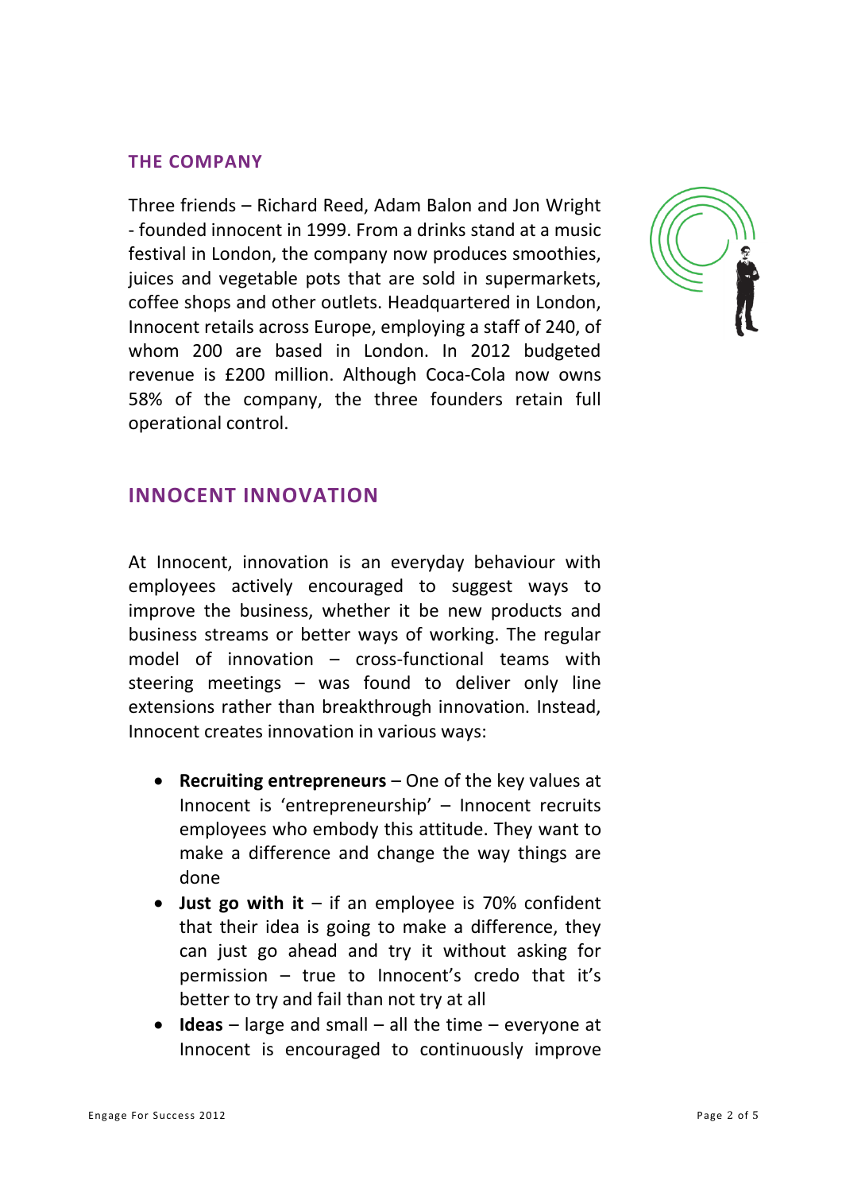## THE COMPANY

Three friends – Richard Reed, Adam Balon and Jon Wright - founded innocent in 1999. From a drinks stand at a music festival in London, the company now produces smoothies, juices and vegetable pots that are sold in supermarkets, coffee shops and other outlets. Headquartered in London, Innocent retails across Europe, employing a staff of 240, of whom 200 are based in London. In 2012 budgeted revenue is £200 million. Although Coca-Cola now owns 58% of the company, the three founders retain full operational control.

## INNOCENT INNOVATION

At Innocent, innovation is an everyday behaviour with employees actively encouraged to suggest ways to improve the business, whether it be new products and business streams or better ways of working. The regular model of innovation – cross-functional teams with steering meetings – was found to deliver only line extensions rather than breakthrough innovation. Instead, Innocent creates innovation in various ways:

- **Recruiting entrepreneurs** – One of the key values at Innocent is 'entrepreneurship' – Innocent recruits employees who embody this attitude. They want to make a difference and change the way things are done
- **Just go with it** – if an employee is 70% confident that their idea is going to make a difference, they can just go ahead and try it without asking for permission – true to Innocent's credo that it's better to try and fail than not try at all
- **Ideas** – large and small – all the time – everyone at Innocent is encouraged to continuously improve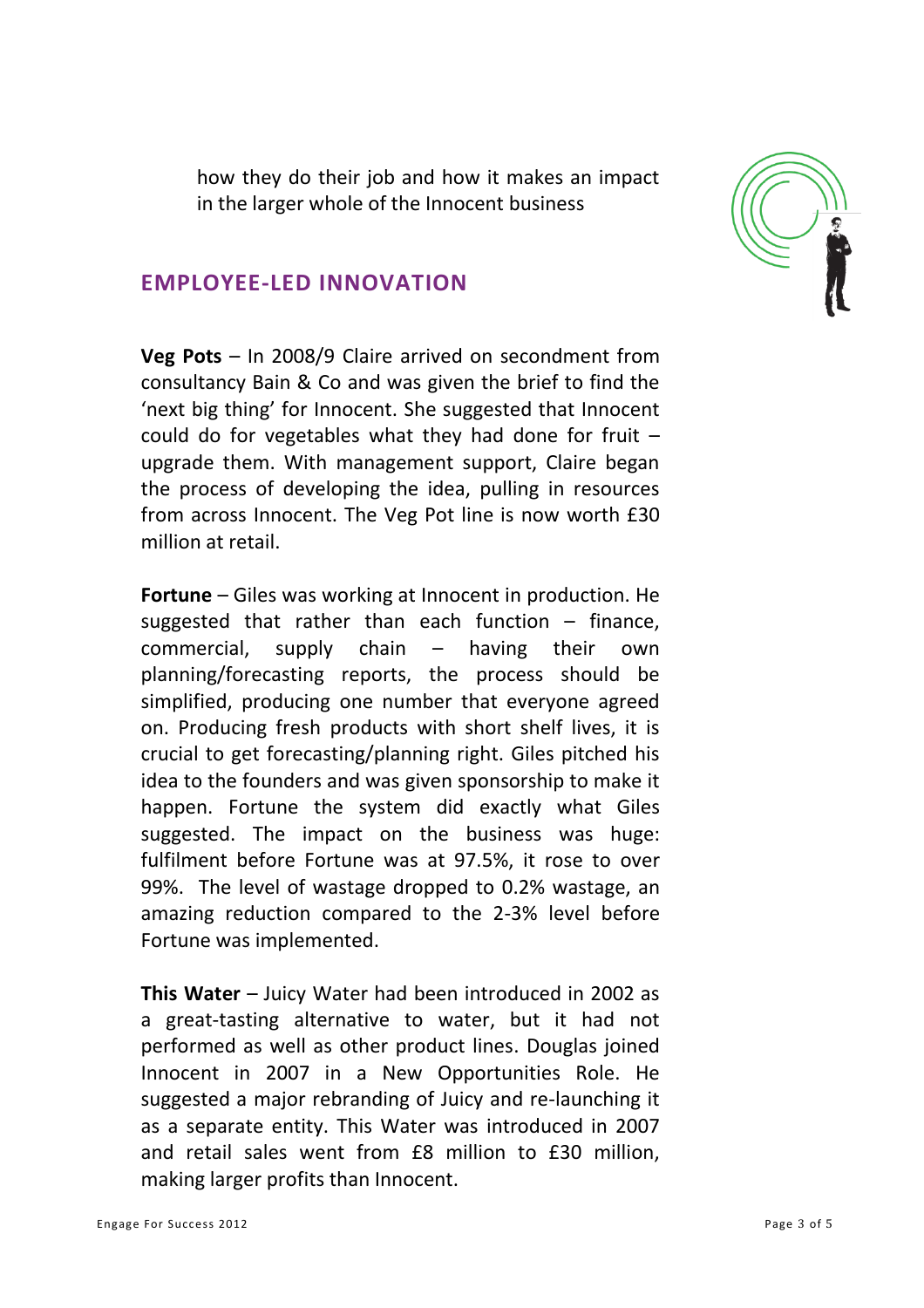how they do their job and how it makes an impact in the larger whole of the Innocent business

## EMPLOYEE-LED INNOVATION

**Veg Pots** – In 2008/9 Claire arrived on secondment from consultancy Bain & Co and was given the brief to find the 'next big thing' for Innocent. She suggested that Innocent could do for vegetables what they had done for fruit – upgrade them. With management support, Claire began the process of developing the idea, pulling in resources from across Innocent. The Veg Pot line is now worth £30 million at retail.

**Fortune** – Giles was working at Innocent in production. He suggested that rather than each function – finance, commercial, supply chain – having their own planning/forecasting reports, the process should be simplified, producing one number that everyone agreed on. Producing fresh products with short shelf lives, it is crucial to get forecasting/planning right. Giles pitched his idea to the founders and was given sponsorship to make it happen. Fortune the system did exactly what Giles suggested. The impact on the business was huge: fulfilment before Fortune was at 97.5%, it rose to over 99%. The level of wastage dropped to 0.2% wastage, an amazing reduction compared to the 2-3% level before Fortune was implemented.

**This Water** – Juicy Water had been introduced in 2002 as a great-tasting alternative to water, but it had not performed as well as other product lines. Douglas joined Innocent in 2007 in a New Opportunities Role. He suggested a major rebranding of Juicy and re-launching it as a separate entity. This Water was introduced in 2007 and retail sales went from £8 million to £30 million, making larger profits than Innocent.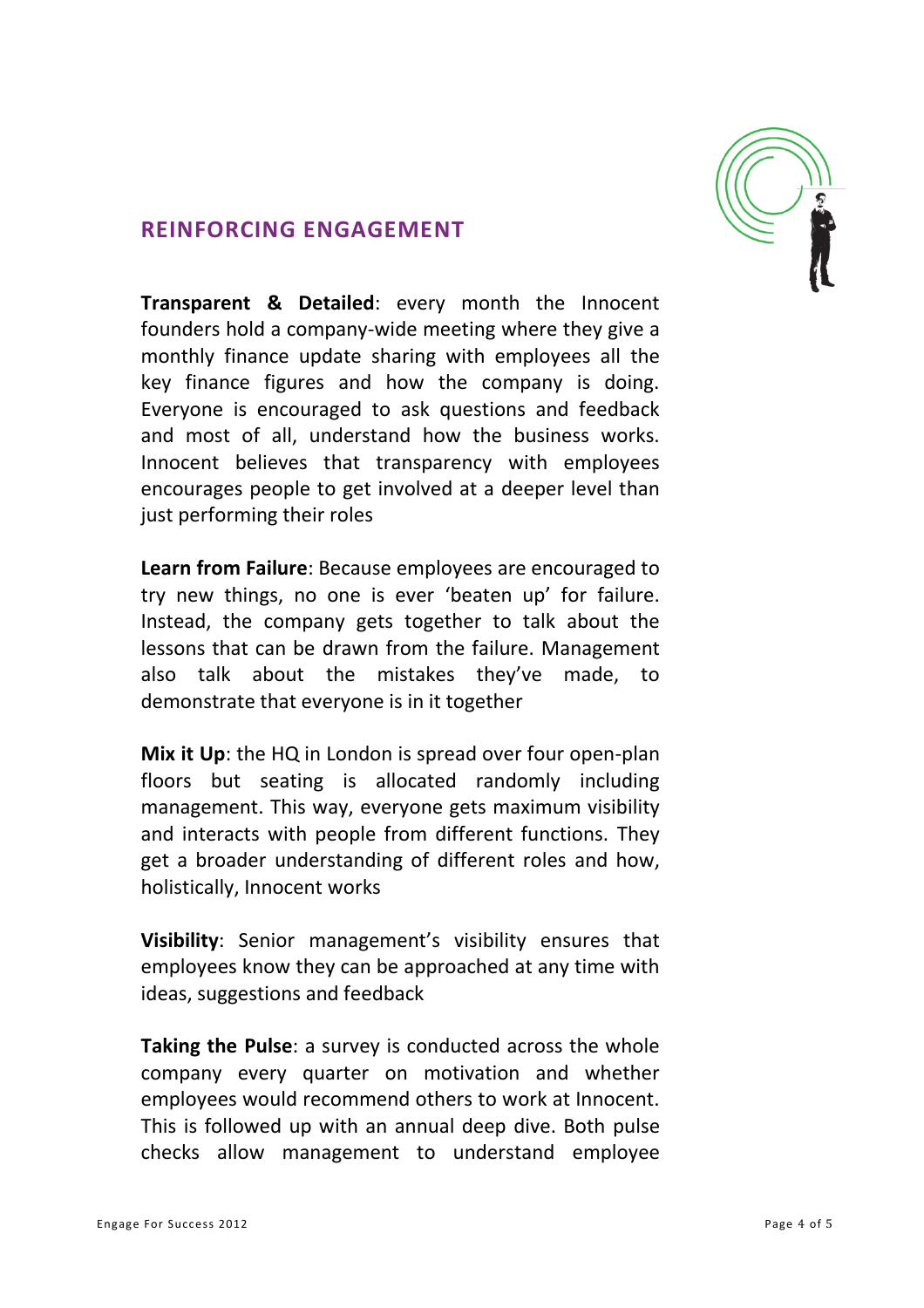## REINFORCING ENGAGEMENT

**Transparent & Detailed**: every month the Innocent founders hold a company-wide meeting where they give a monthly finance update sharing with employees all the key finance figures and how the company is doing. Everyone is encouraged to ask questions and feedback and most of all, understand how the business works. Innocent believes that transparency with employees encourages people to get involved at a deeper level than just performing their roles

**Learn from Failure**: Because employees are encouraged to try new things, no one is ever 'beaten up' for failure. Instead, the company gets together to talk about the lessons that can be drawn from the failure. Management also talk about the mistakes they've made, to demonstrate that everyone is in it together

**Mix it Up**: the HQ in London is spread over four open-plan floors but seating is allocated randomly including management. This way, everyone gets maximum visibility and interacts with people from different functions. They get a broader understanding of different roles and how, holistically, Innocent works

**Visibility**: Senior management's visibility ensures that employees know they can be approached at any time with ideas, suggestions and feedback

**Taking the Pulse**: a survey is conducted across the whole company every quarter on motivation and whether employees would recommend others to work at Innocent. This is followed up with an annual deep dive. Both pulse checks allow management to understand employee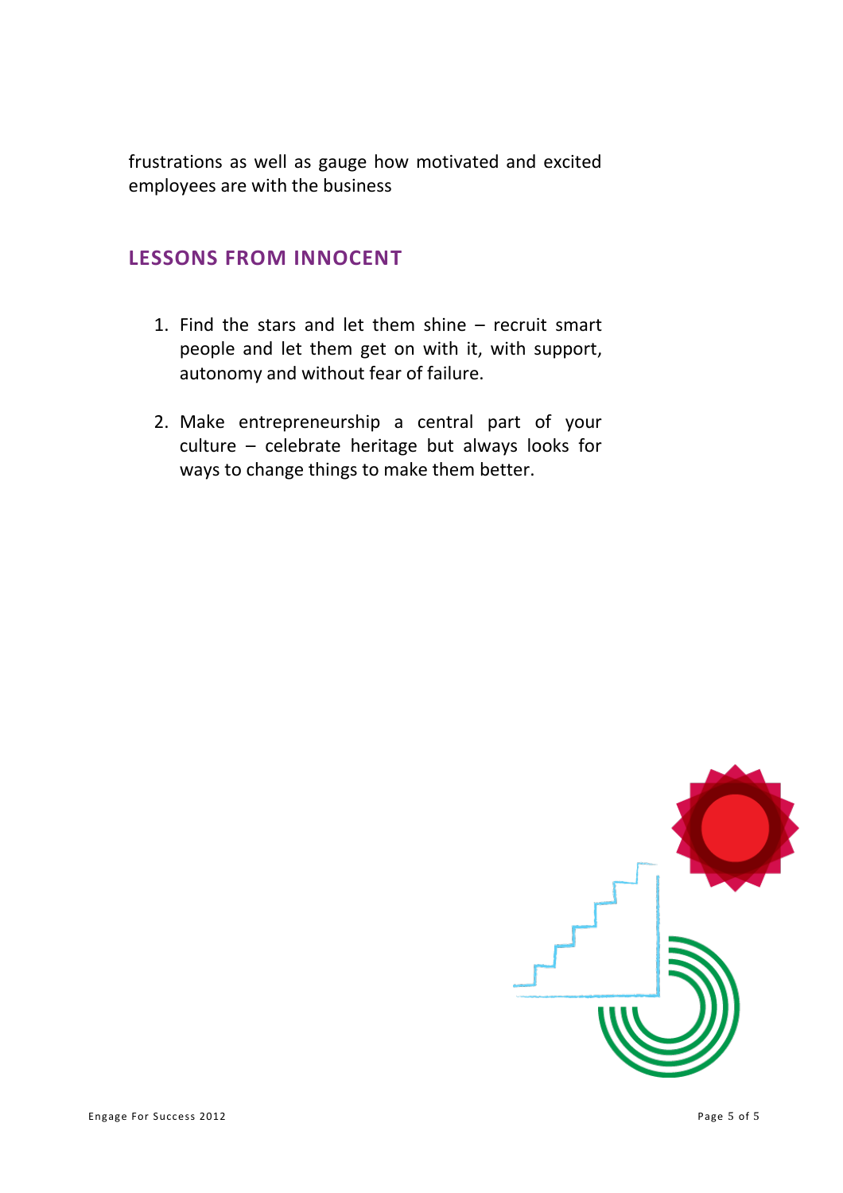frustrations as well as gauge how motivated and excited employees are with the business

## LESSONS FROM INNOCENT

1. Find the stars and let them shine – recruit smart people and let them get on with it, with support, autonomy and without fear of failure.

2. Make entrepreneurship a central part of your culture – celebrate heritage but always looks for ways to change things to make them better.